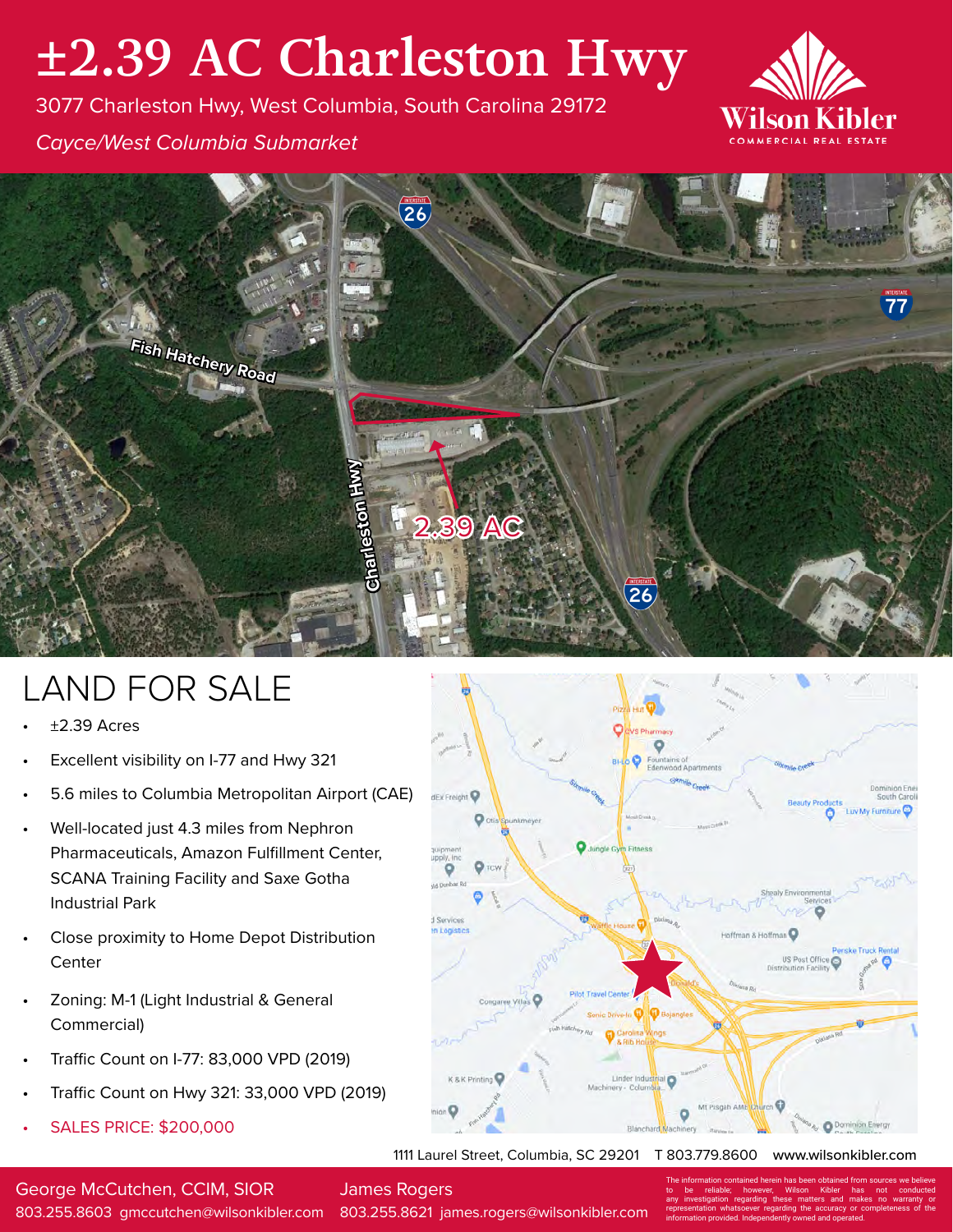# ±2.39 AC Charleston Hwy

3077 Charleston Hwy, West Columbia, South Carolina 29172

*Cayce/West Columbia Submarket*

Wilson Kibler
COMMERCIAL REAL ESTATE

## LAND FOR SALE

- ±2.39 Acres
- Excellent visibility on I-77 and Hwy 321
- 5.6 miles to Columbia Metropolitan Airport (CAE)
- Well-located just 4.3 miles from Nephron Pharmaceuticals, Amazon Fulfillment Center, SCANA Training Facility and Saxe Gotha Industrial Park
- Close proximity to Home Depot Distribution Center
- Zoning: M-1 (Light Industrial & General Commercial)
- Traffic Count on I-77: 83,000 VPD (2019)
- Traffic Count on Hwy 321: 33,000 VPD (2019)
- SALES PRICE: $200,000

1111 Laurel Street, Columbia, SC 29201 T 803.779.8600 www.wilsonkibler.com

George McCutchen, CCIM, SIOR
803.255.8603 gmccutchen@wilsonkibler.com

James Rogers
803.255.8621 james.rogers@wilsonkibler.com

The information contained herein has been obtained from sources we believe to be reliable; however, Wilson Kibler has not conducted any investigation regarding these matters and makes no warranty or representation whatsoever regarding the accuracy or completeness of the information provided. Independently owned and operated.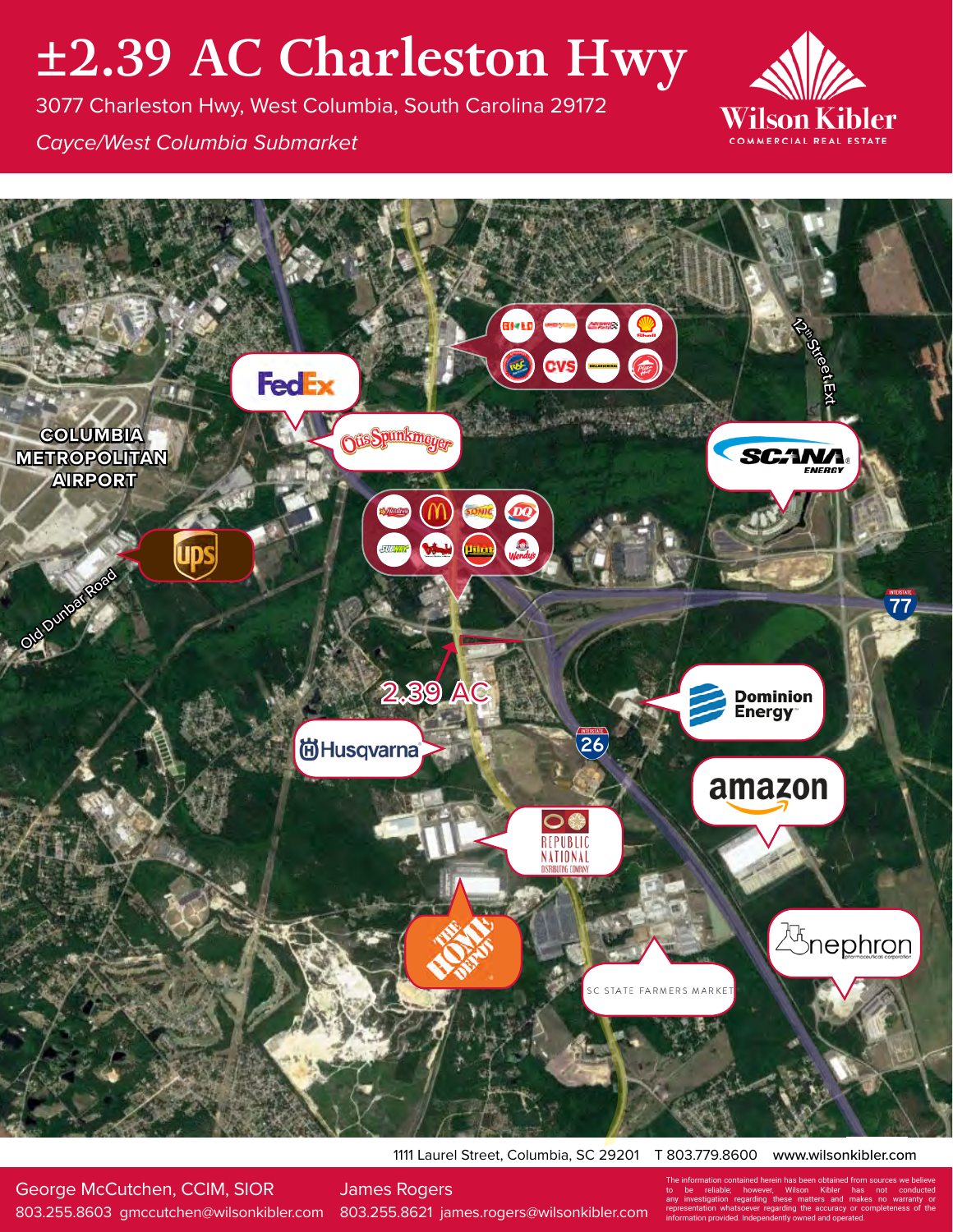# ±2.39 AC Charleston Hwy

3077 Charleston Hwy, West Columbia, South Carolina 29172

*Cayce/West Columbia Submarket*

Wilson Kibler
COMMERCIAL REAL ESTATE

COLUMBIA METROPOLITAN AIRPORT

Old Dunbar Road

12th Street Ext

2.39 AC

SC STATE FARMERS MARKET

1111 Laurel Street, Columbia, SC 29201 T 803.779.8600 www.wilsonkibler.com

George McCutchen, CCIM, SIOR
803.255.8603 gmccutchen@wilsonkibler.com

James Rogers
803.255.8621 james.rogers@wilsonkibler.com

The information contained herein has been obtained from sources we believe to be reliable; however, Wilson Kibler has not conducted any investigation regarding these matters and makes no warranty or representation whatsoever regarding the accuracy or completeness of the information provided. Independently owned and operated.